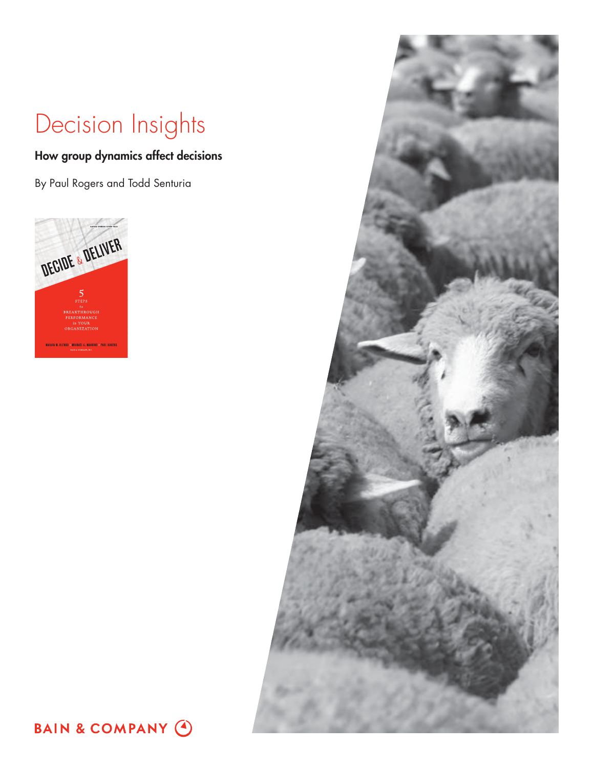# Decision Insights

## How group dynamics affect decisions

By Paul Rogers and Todd Senturia

BAIN & COMPANY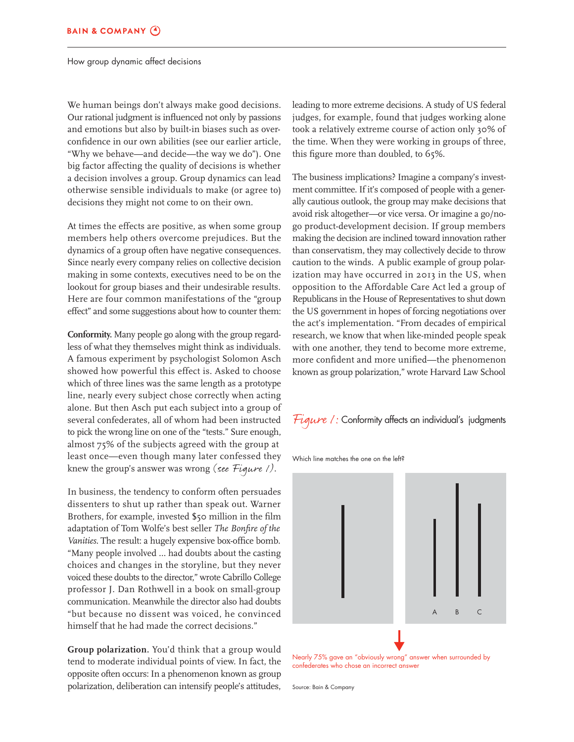We human beings don't always make good decisions. Our rational judgment is influenced not only by passions and emotions but also by built-in biases such as overconfidence in our own abilities (see our earlier article, "Why we behave—and decide—the way we do"). One big factor affecting the quality of decisions is whether a decision involves a group. Group dynamics can lead otherwise sensible individuals to make (or agree to) decisions they might not come to on their own.

At times the effects are positive, as when some group members help others overcome prejudices. But the dynamics of a group often have negative consequences. Since nearly every company relies on collective decision making in some contexts, executives need to be on the lookout for group biases and their undesirable results. Here are four common manifestations of the "group effect" and some suggestions about how to counter them:

**Conformity.** Many people go along with the group regardless of what they themselves might think as individuals. A famous experiment by psychologist Solomon Asch showed how powerful this effect is. Asked to choose which of three lines was the same length as a prototype line, nearly every subject chose correctly when acting alone. But then Asch put each subject into a group of several confederates, all of whom had been instructed to pick the wrong line on one of the "tests." Sure enough, almost 75% of the subjects agreed with the group at least once—even though many later confessed they knew the group's answer was wrong (*see Figure 1*).

In business, the tendency to conform often persuades dissenters to shut up rather than speak out. Warner Brothers, for example, invested $50 million in the film adaptation of Tom Wolfe's best seller *The Bonfire of the Vanities*. The result: a hugely expensive box-office bomb. "Many people involved ... had doubts about the casting choices and changes in the storyline, but they never voiced these doubts to the director," wrote Cabrillo College professor J. Dan Rothwell in a book on small-group communication. Meanwhile the director also had doubts "but because no dissent was voiced, he convinced himself that he had made the correct decisions."

**Group polarization.** You'd think that a group would tend to moderate individual points of view. In fact, the opposite often occurs: In a phenomenon known as group polarization, deliberation can intensify people's attitudes, leading to more extreme decisions. A study of US federal judges, for example, found that judges working alone took a relatively extreme course of action only 30% of the time. When they were working in groups of three, this figure more than doubled, to 65%.

The business implications? Imagine a company's investment committee. If it's composed of people with a generally cautious outlook, the group may make decisions that avoid risk altogether—or vice versa. Or imagine a go/no-go product-development decision. If group members making the decision are inclined toward innovation rather than conservatism, they may collectively decide to throw caution to the winds. A public example of group polarization may have occurred in 2013 in the US, when opposition to the Affordable Care Act led a group of Republicans in the House of Representatives to shut down the US government in hopes of forcing negotiations over the act's implementation. "From decades of empirical research, we know that when like-minded people speak with one another, they tend to become more extreme, more confident and more unified—the phenomenon known as group polarization," wrote Harvard Law School

*Figure 1:* Conformity affects an individual's judgments

Which line matches the one on the left?

A B C

Nearly 75% gave an "obviously wrong" answer when surrounded by confederates who chose an incorrect answer

Source: Bain & Company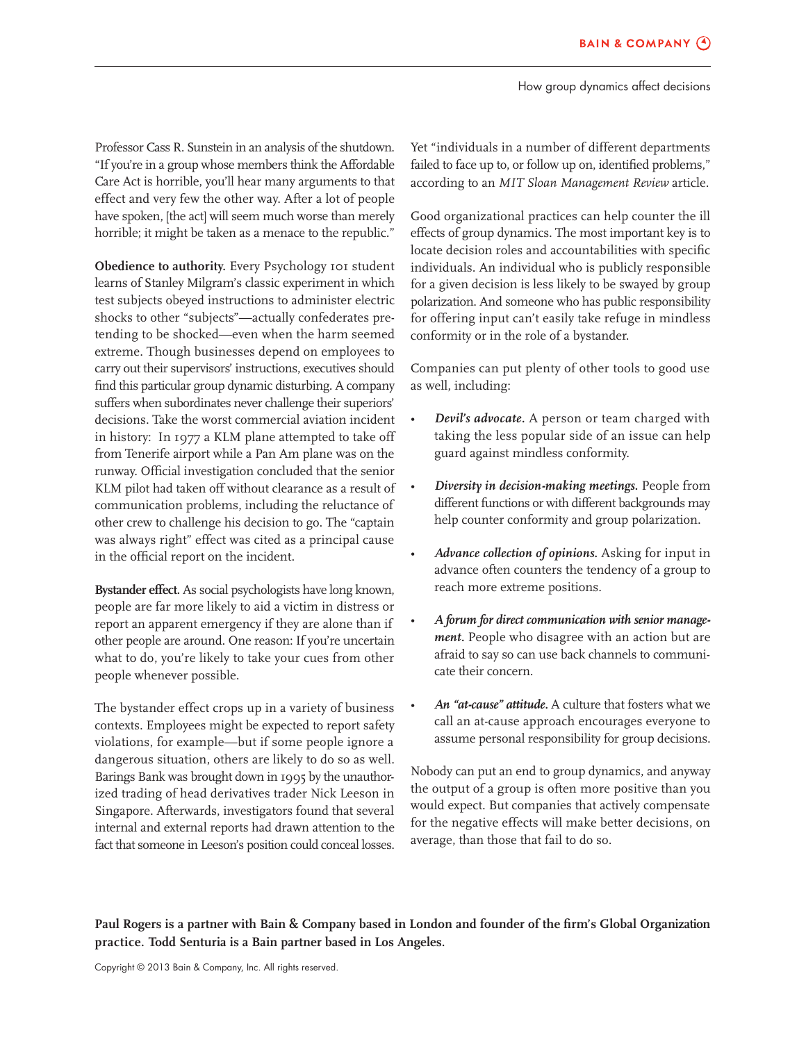Professor Cass R. Sunstein in an analysis of the shutdown. "If you're in a group whose members think the Affordable Care Act is horrible, you'll hear many arguments to that effect and very few the other way. After a lot of people have spoken, [the act] will seem much worse than merely horrible; it might be taken as a menace to the republic."

**Obedience to authority.** Every Psychology 101 student learns of Stanley Milgram's classic experiment in which test subjects obeyed instructions to administer electric shocks to other "subjects"—actually confederates pretending to be shocked—even when the harm seemed extreme. Though businesses depend on employees to carry out their supervisors' instructions, executives should find this particular group dynamic disturbing. A company suffers when subordinates never challenge their superiors' decisions. Take the worst commercial aviation incident in history: In 1977 a KLM plane attempted to take off from Tenerife airport while a Pan Am plane was on the runway. Official investigation concluded that the senior KLM pilot had taken off without clearance as a result of communication problems, including the reluctance of other crew to challenge his decision to go. The "captain was always right" effect was cited as a principal cause in the official report on the incident.

**Bystander effect.** As social psychologists have long known, people are far more likely to aid a victim in distress or report an apparent emergency if they are alone than if other people are around. One reason: If you're uncertain what to do, you're likely to take your cues from other people whenever possible.

The bystander effect crops up in a variety of business contexts. Employees might be expected to report safety violations, for example—but if some people ignore a dangerous situation, others are likely to do so as well. Barings Bank was brought down in 1995 by the unauthorized trading of head derivatives trader Nick Leeson in Singapore. Afterwards, investigators found that several internal and external reports had drawn attention to the fact that someone in Leeson's position could conceal losses. Yet "individuals in a number of different departments failed to face up to, or follow up on, identified problems," according to an *MIT Sloan Management Review* article.

Good organizational practices can help counter the ill effects of group dynamics. The most important key is to locate decision roles and accountabilities with specific individuals. An individual who is publicly responsible for a given decision is less likely to be swayed by group polarization. And someone who has public responsibility for offering input can't easily take refuge in mindless conformity or in the role of a bystander.

Companies can put plenty of other tools to good use as well, including:

- ***Devil's advocate.*** A person or team charged with taking the less popular side of an issue can help guard against mindless conformity.
- ***Diversity in decision-making meetings.*** People from different functions or with different backgrounds may help counter conformity and group polarization.
- ***Advance collection of opinions.*** Asking for input in advance often counters the tendency of a group to reach more extreme positions.
- ***A forum for direct communication with senior management.*** People who disagree with an action but are afraid to say so can use back channels to communicate their concern.
- ***An "at-cause" attitude.*** A culture that fosters what we call an at-cause approach encourages everyone to assume personal responsibility for group decisions.

Nobody can put an end to group dynamics, and anyway the output of a group is often more positive than you would expect. But companies that actively compensate for the negative effects will make better decisions, on average, than those that fail to do so.

**Paul Rogers is a partner with Bain & Company based in London and founder of the firm's Global Organization practice. Todd Senturia is a Bain partner based in Los Angeles.**

Copyright © 2013 Bain & Company, Inc. All rights reserved.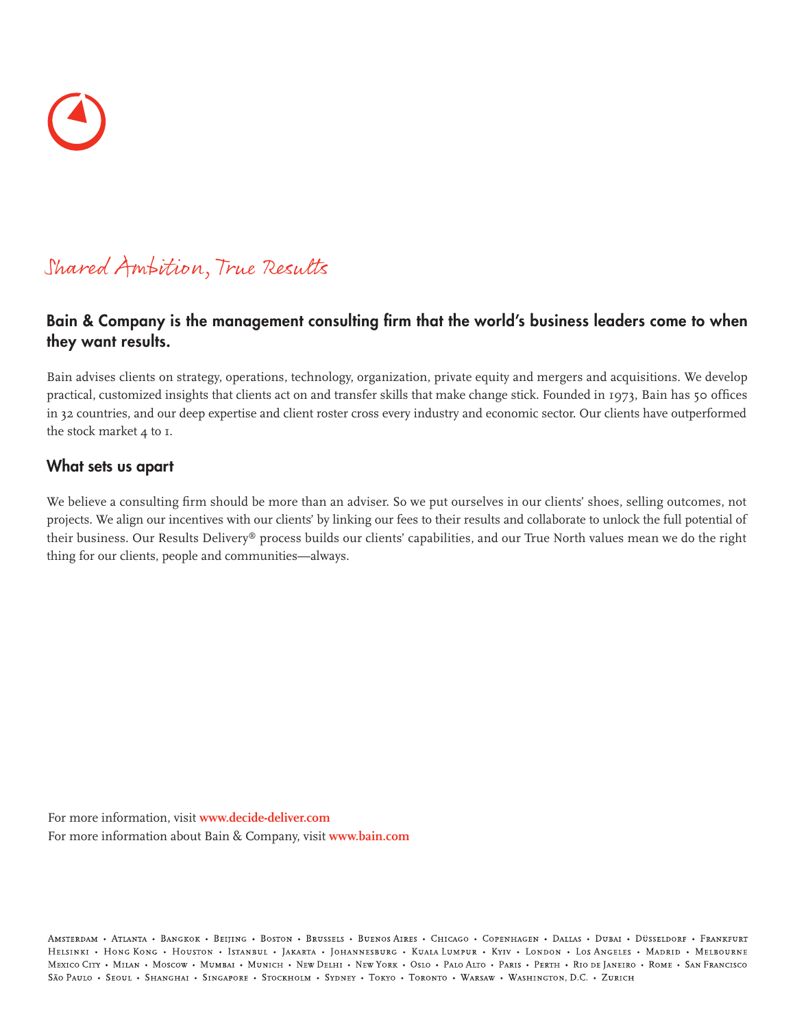*Shared Ambition, True Results*

## Bain & Company is the management consulting firm that the world's business leaders come to when they want results.

Bain advises clients on strategy, operations, technology, organization, private equity and mergers and acquisitions. We develop practical, customized insights that clients act on and transfer skills that make change stick. Founded in 1973, Bain has 50 offices in 32 countries, and our deep expertise and client roster cross every industry and economic sector. Our clients have outperformed the stock market 4 to 1.

## What sets us apart

We believe a consulting firm should be more than an adviser. So we put ourselves in our clients' shoes, selling outcomes, not projects. We align our incentives with our clients' by linking our fees to their results and collaborate to unlock the full potential of their business. Our Results Delivery® process builds our clients' capabilities, and our True North values mean we do the right thing for our clients, people and communities—always.

For more information, visit **www.decide-deliver.com**

For more information about Bain & Company, visit **www.bain.com**

Amsterdam • Atlanta • Bangkok • Beijing • Boston • Brussels • Buenos Aires • Chicago • Copenhagen • Dallas • Dubai • Düsseldorf • Frankfurt
Helsinki • Hong Kong • Houston • Istanbul • Jakarta • Johannesburg • Kuala Lumpur • Kyiv • London • Los Angeles • Madrid • Melbourne
Mexico City • Milan • Moscow • Mumbai • Munich • New Delhi • New York • Oslo • Palo Alto • Paris • Perth • Rio de Janeiro • Rome • San Francisco
São Paulo • Seoul • Shanghai • Singapore • Stockholm • Sydney • Tokyo • Toronto • Warsaw • Washington, D.C. • Zurich